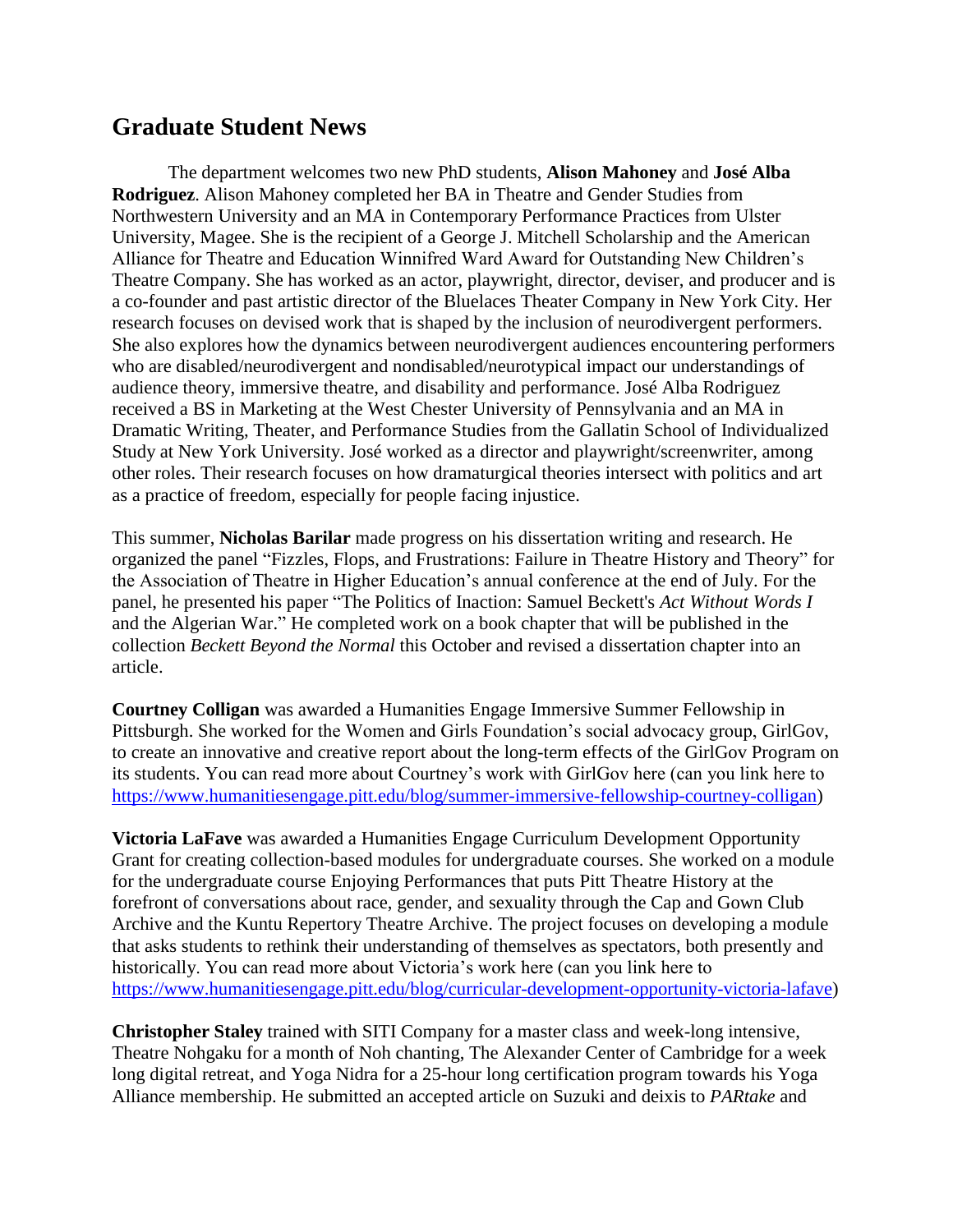## Graduate Student News

The department welcomes two new PhD students, **Alison Mahoney** and **José Alba Rodriguez**. Alison Mahoney completed her BA in Theatre and Gender Studies from Northwestern University and an MA in Contemporary Performance Practices from Ulster University, Magee. She is the recipient of a George J. Mitchell Scholarship and the American Alliance for Theatre and Education Winnifred Ward Award for Outstanding New Children's Theatre Company. She has worked as an actor, playwright, director, deviser, and producer and is a co-founder and past artistic director of the Bluelaces Theater Company in New York City. Her research focuses on devised work that is shaped by the inclusion of neurodivergent performers. She also explores how the dynamics between neurodivergent audiences encountering performers who are disabled/neurodivergent and nondisabled/neurotypical impact our understandings of audience theory, immersive theatre, and disability and performance. José Alba Rodriguez received a BS in Marketing at the West Chester University of Pennsylvania and an MA in Dramatic Writing, Theater, and Performance Studies from the Gallatin School of Individualized Study at New York University. José worked as a director and playwright/screenwriter, among other roles. Their research focuses on how dramaturgical theories intersect with politics and art as a practice of freedom, especially for people facing injustice.

This summer, **Nicholas Barilar** made progress on his dissertation writing and research. He organized the panel "Fizzles, Flops, and Frustrations: Failure in Theatre History and Theory" for the Association of Theatre in Higher Education's annual conference at the end of July. For the panel, he presented his paper "The Politics of Inaction: Samuel Beckett's *Act Without Words I* and the Algerian War." He completed work on a book chapter that will be published in the collection *Beckett Beyond the Normal* this October and revised a dissertation chapter into an article.

**Courtney Colligan** was awarded a Humanities Engage Immersive Summer Fellowship in Pittsburgh. She worked for the Women and Girls Foundation's social advocacy group, GirlGov, to create an innovative and creative report about the long-term effects of the GirlGov Program on its students. You can read more about Courtney's work with GirlGov here (can you link here to https://www.humanitiesengage.pitt.edu/blog/summer-immersive-fellowship-courtney-colligan)

**Victoria LaFave** was awarded a Humanities Engage Curriculum Development Opportunity Grant for creating collection-based modules for undergraduate courses. She worked on a module for the undergraduate course Enjoying Performances that puts Pitt Theatre History at the forefront of conversations about race, gender, and sexuality through the Cap and Gown Club Archive and the Kuntu Repertory Theatre Archive. The project focuses on developing a module that asks students to rethink their understanding of themselves as spectators, both presently and historically. You can read more about Victoria's work here (can you link here to https://www.humanitiesengage.pitt.edu/blog/curricular-development-opportunity-victoria-lafave)

**Christopher Staley** trained with SITI Company for a master class and week-long intensive, Theatre Nohgaku for a month of Noh chanting, The Alexander Center of Cambridge for a week long digital retreat, and Yoga Nidra for a 25-hour long certification program towards his Yoga Alliance membership. He submitted an accepted article on Suzuki and deixis to *PARtake* and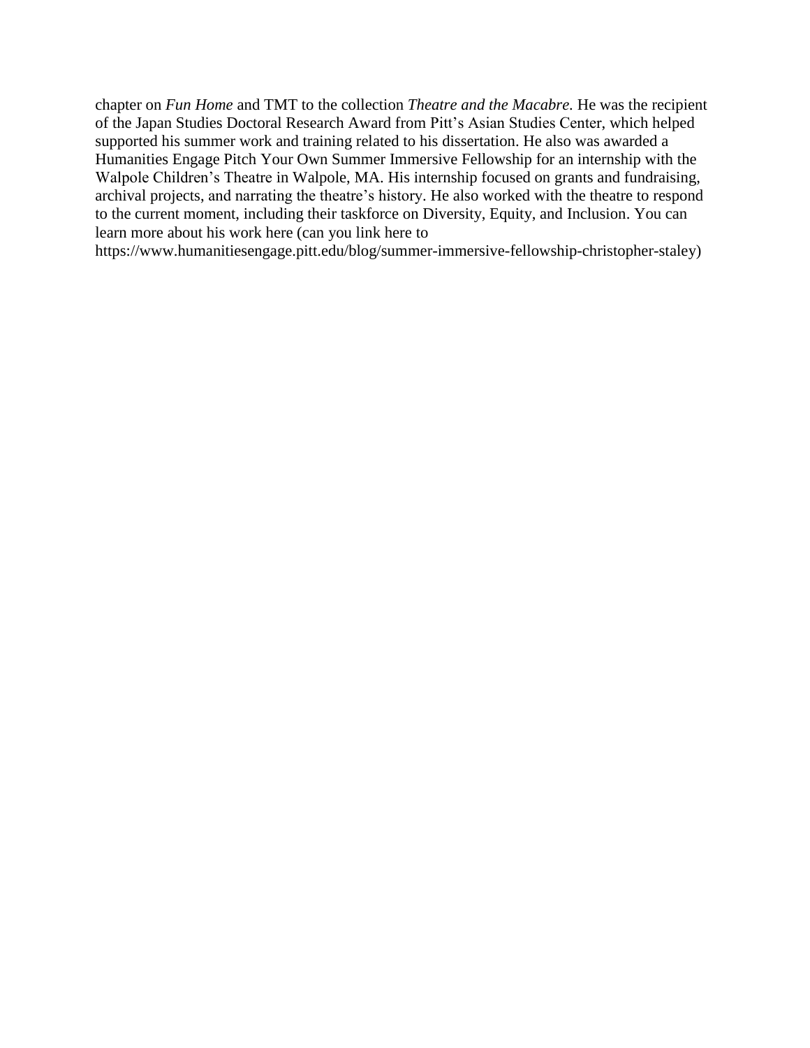chapter on *Fun Home* and TMT to the collection *Theatre and the Macabre*. He was the recipient of the Japan Studies Doctoral Research Award from Pitt's Asian Studies Center, which helped supported his summer work and training related to his dissertation. He also was awarded a Humanities Engage Pitch Your Own Summer Immersive Fellowship for an internship with the Walpole Children's Theatre in Walpole, MA. His internship focused on grants and fundraising, archival projects, and narrating the theatre's history. He also worked with the theatre to respond to the current moment, including their taskforce on Diversity, Equity, and Inclusion. You can learn more about his work here (can you link here to https://www.humanitiesengage.pitt.edu/blog/summer-immersive-fellowship-christopher-staley)